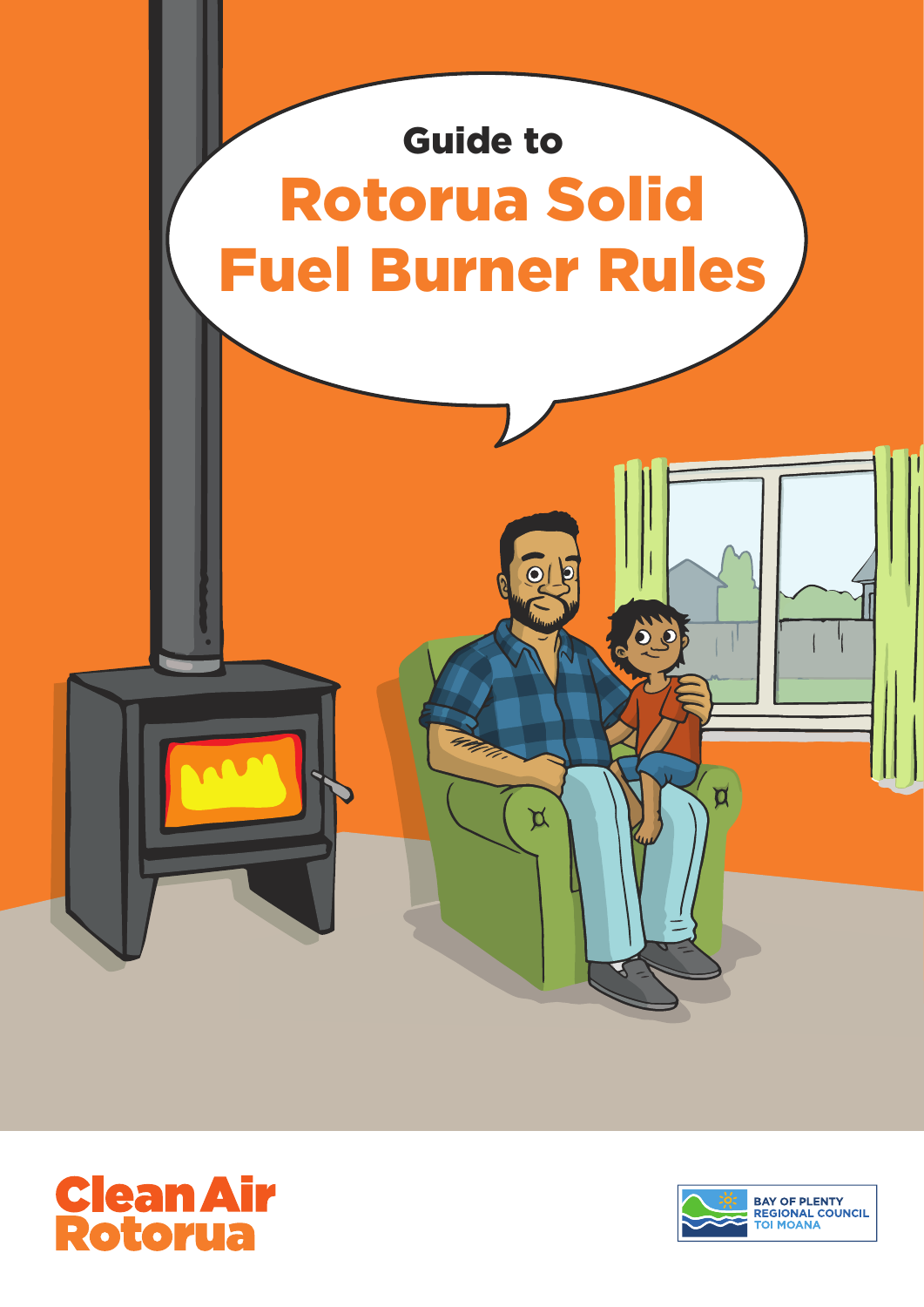# Guide to Rotorua Solid Fuel Burner Rules

Clean Air Rotorua

BAY OF PLENTY REGIONAL COUNCIL TOI MOANA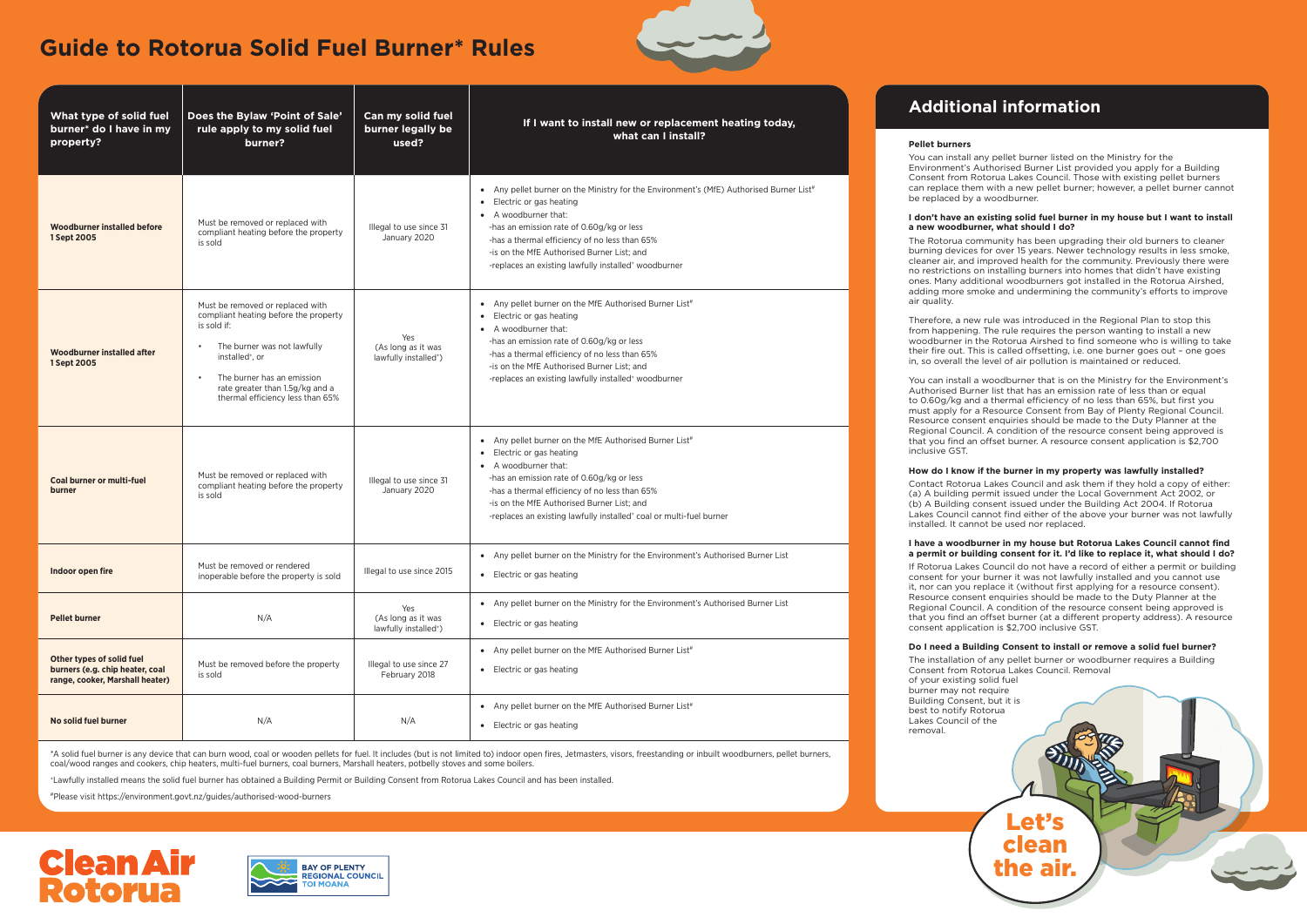# Guide to Rotorua Solid Fuel Burner* Rules

| What type of solid fuel burner* do I have in my property? | Does the Bylaw 'Point of Sale' rule apply to my solid fuel burner? | Can my solid fuel burner legally be used? | If I want to install new or replacement heating today, what can I install? |
|---|---|---|---|
| **Woodburner installed before 1 Sept 2005** | Must be removed or replaced with compliant heating before the property is sold | Illegal to use since 31 January 2020 | • Any pellet burner on the Ministry for the Environment's (MfE) Authorised Burner List# <br> • Electric or gas heating <br> • A woodburner that: <br> -has an emission rate of 0.60g/kg or less <br> -has a thermal efficiency of no less than 65% <br> -is on the MfE Authorised Burner List; and <br> -replaces an existing lawfully installed+ woodburner |
| **Woodburner installed after 1 Sept 2005** | Must be removed or replaced with compliant heating before the property is sold if: <br> • The burner was not lawfully installed+, or <br> • The burner has an emission rate greater than 1.5g/kg and a thermal efficiency less than 65% | Yes (As long as it was lawfully installed+) | • Any pellet burner on the MfE Authorised Burner List# <br> • Electric or gas heating <br> • A woodburner that: <br> -has an emission rate of 0.60g/kg or less <br> -has a thermal efficiency of no less than 65% <br> -is on the MfE Authorised Burner List; and <br> -replaces an existing lawfully installed+ woodburner |
| **Coal burner or multi-fuel burner** | Must be removed or replaced with compliant heating before the property is sold | Illegal to use since 31 January 2020 | • Any pellet burner on the MfE Authorised Burner List# <br> • Electric or gas heating <br> • A woodburner that: <br> -has an emission rate of 0.60g/kg or less <br> -has a thermal efficiency of no less than 65% <br> -is on the MfE Authorised Burner List; and <br> -replaces an existing lawfully installed+ coal or multi-fuel burner |
| **Indoor open fire** | Must be removed or rendered inoperable before the property is sold | Illegal to use since 2015 | • Any pellet burner on the Ministry for the Environment's Authorised Burner List <br> • Electric or gas heating |
| **Pellet burner** | N/A | Yes (As long as it was lawfully installed+) | • Any pellet burner on the Ministry for the Environment's Authorised Burner List <br> • Electric or gas heating |
| **Other types of solid fuel burners (e.g. chip heater, coal range, cooker, Marshall heater)** | Must be removed before the property is sold | Illegal to use since 27 February 2018 | • Any pellet burner on the MfE Authorised Burner List# <br> • Electric or gas heating |
| **No solid fuel burner** | N/A | N/A | • Any pellet burner on the MfE Authorised Burner List# <br> • Electric or gas heating |

*A solid fuel burner is any device that can burn wood, coal or wooden pellets for fuel. It includes (but is not limited to) indoor open fires, Jetmasters, visors, freestanding or inbuilt woodburners, pellet burners, coal/wood ranges and cookers, chip heaters, multi-fuel burners, coal burners, Marshall heaters, potbelly stoves and some boilers.

+Lawfully installed means the solid fuel burner has obtained a Building Permit or Building Consent from Rotorua Lakes Council and has been installed.

#Please visit https://environment.govt.nz/guides/authorised-wood-burners

## Additional information

**Pellet burners**

You can install any pellet burner listed on the Ministry for the Environment's Authorised Burner List provided you apply for a Building Consent from Rotorua Lakes Council. Those with existing pellet burners can replace them with a new pellet burner; however, a pellet burner cannot be replaced by a woodburner.

**I don't have an existing solid fuel burner in my house but I want to install a new woodburner, what should I do?**

The Rotorua community has been upgrading their old burners to cleaner burning devices for over 15 years. Newer technology results in less smoke, cleaner air, and improved health for the community. Previously there were no restrictions on installing burners into homes that didn't have existing ones. Many additional woodburners got installed in the Rotorua Airshed, adding more smoke and undermining the community's efforts to improve air quality.

Therefore, a new rule was introduced in the Regional Plan to stop this from happening. The rule requires the person wanting to install a new woodburner in the Rotorua Airshed to find someone who is willing to take their fire out. This is called offsetting, i.e. one burner goes out – one goes in, so overall the level of air pollution is maintained or reduced.

You can install a woodburner that is on the Ministry for the Environment's Authorised Burner list that has an emission rate of less than or equal to 0.60g/kg and a thermal efficiency of no less than 65%, but first you must apply for a Resource Consent from Bay of Plenty Regional Council. Resource consent enquiries should be made to the Duty Planner at the Regional Council. A condition of the resource consent being approved is that you find an offset burner. A resource consent application is $2,700 inclusive GST.

**How do I know if the burner in my property was lawfully installed?**

Contact Rotorua Lakes Council and ask them if they hold a copy of either: (a) A building permit issued under the Local Government Act 2002, or (b) A Building consent issued under the Building Act 2004. If Rotorua Lakes Council cannot find either of the above your burner was not lawfully installed. It cannot be used nor replaced.

**I have a woodburner in my house but Rotorua Lakes Council cannot find a permit or building consent for it. I'd like to replace it, what should I do?**

If Rotorua Lakes Council do not have a record of either a permit or building consent for your burner it was not lawfully installed and you cannot use it, nor can you replace it (without first applying for a resource consent). Resource consent enquiries should be made to the Duty Planner at the Regional Council. A condition of the resource consent being approved is that you find an offset burner (at a different property address). A resource consent application is $2,700 inclusive GST.

**Do I need a Building Consent to install or remove a solid fuel burner?**

The installation of any pellet burner or woodburner requires a Building Consent from Rotorua Lakes Council. Removal of your existing solid fuel burner may not require Building Consent, but it is best to notify Rotorua Lakes Council of the removal.

Let's clean the air.

Clean Air Rotorua

BAY OF PLENTY REGIONAL COUNCIL TOI MOANA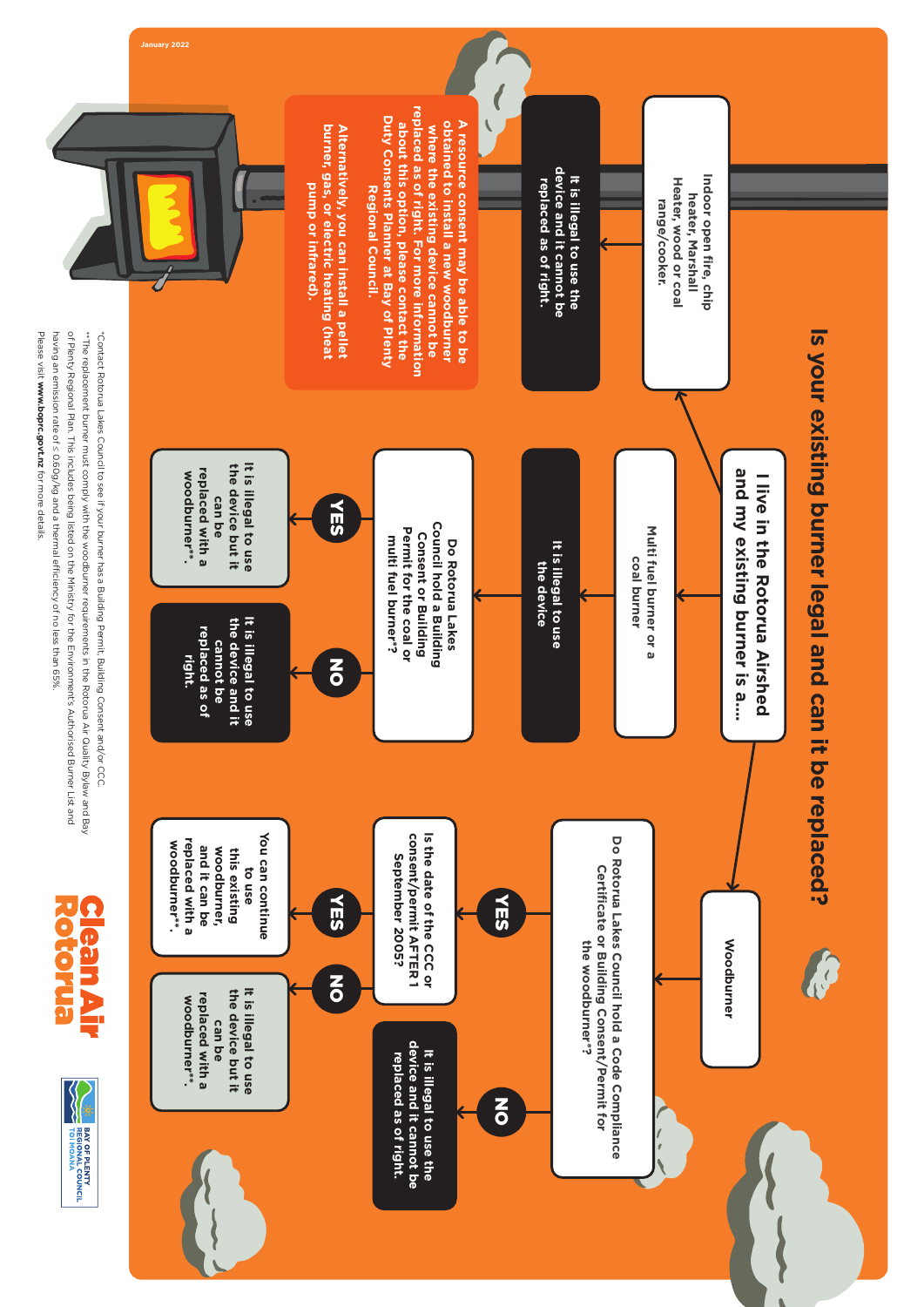January 2022

# Is your existing burner legal and can it be replaced?

**I live in the Rotorua Airshed and my existing burner is a...**

**Indoor open fire, chip heater, Marshall Heater, wood or coal range/cooker.**

It is illegal to use the device and it cannot be replaced as of right.

A resource consent may be able to be obtained to install a new woodburner where the existing device cannot be replaced as of right. For more information about this option, please contact the Duty Consents Planner at Bay of Plenty Regional Council.

Alternatively, you can install a pellet burner, gas, or electric heating (heat pump or infrared).

**Multi fuel burner or a coal burner**

It is illegal to use the device

Do Rotorua Lakes Council hold a Building Consent or Building Permit for the coal or multi fuel burner*?

- YES: It is illegal to use the device but it can be replaced with a woodburner**.
- NO: It is illegal to use the device and it cannot be replaced as of right.

**Woodburner**

Do Rotorua Lakes Council hold a Code Compliance Certificate or Building Consent/Permit for the woodburner*?

- NO: It is illegal to use the device and it cannot be replaced as of right.
- YES: Is the date of the CCC or consent/permit AFTER 1 September 2005?
  - YES: You can continue to use this existing woodburner, and it can be replaced with a woodburner**.
  - NO: It is illegal to use the device but it can be replaced with a woodburner**.

*Contact Rotorua Lakes Council to see if your burner has a Building Permit, Building Consent and/or CCC.

**The replacement burner must comply with the woodburner requirements in the Rotorua Air Quality Bylaw and Bay of Plenty Regional Plan. This includes being listed on the Ministry for the Environment's Authorised Burner List and having an emission rate of ≤ 0.6g/kg and a thermal efficiency of no less than 65%.

Please visit **www.boprc.govt.nz** for more details.

Clean Air Rotorua

BAY OF PLENTY REGIONAL COUNCIL TOI MOANA